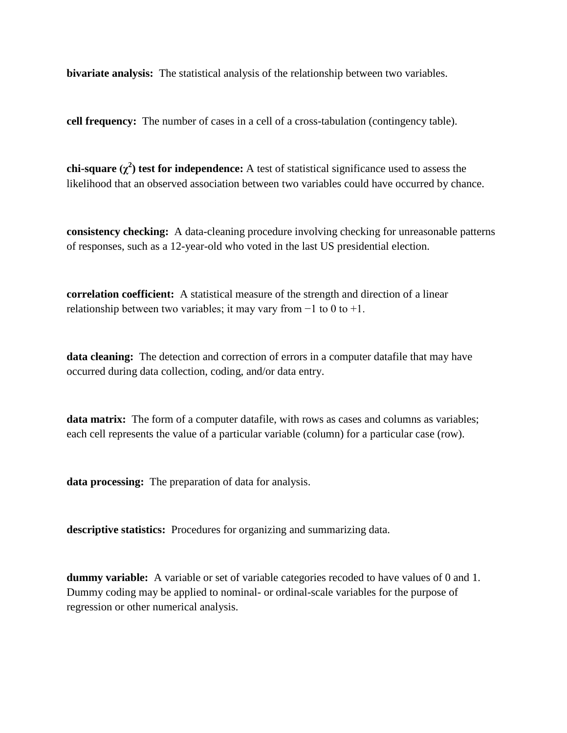**bivariate analysis:** The statistical analysis of the relationship between two variables.

**cell frequency:** The number of cases in a cell of a cross-tabulation (contingency table).

**chi-square ($\chi^2$) test for independence:** A test of statistical significance used to assess the likelihood that an observed association between two variables could have occurred by chance.

**consistency checking:** A data-cleaning procedure involving checking for unreasonable patterns of responses, such as a 12-year-old who voted in the last US presidential election.

**correlation coefficient:** A statistical measure of the strength and direction of a linear relationship between two variables; it may vary from −1 to 0 to +1.

**data cleaning:** The detection and correction of errors in a computer datafile that may have occurred during data collection, coding, and/or data entry.

**data matrix:** The form of a computer datafile, with rows as cases and columns as variables; each cell represents the value of a particular variable (column) for a particular case (row).

**data processing:** The preparation of data for analysis.

**descriptive statistics:** Procedures for organizing and summarizing data.

**dummy variable:** A variable or set of variable categories recoded to have values of 0 and 1. Dummy coding may be applied to nominal- or ordinal-scale variables for the purpose of regression or other numerical analysis.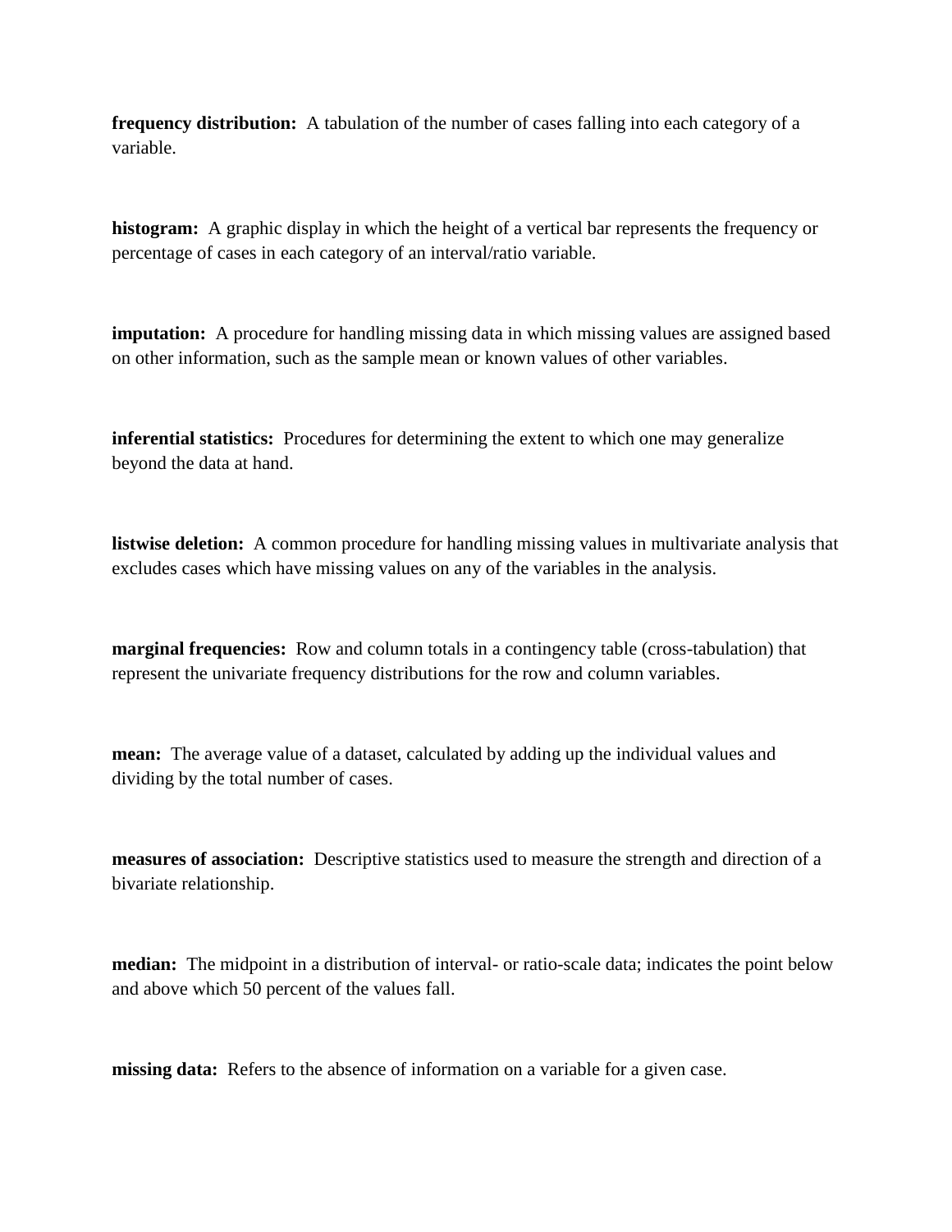**frequency distribution:** A tabulation of the number of cases falling into each category of a variable.

**histogram:** A graphic display in which the height of a vertical bar represents the frequency or percentage of cases in each category of an interval/ratio variable.

**imputation:** A procedure for handling missing data in which missing values are assigned based on other information, such as the sample mean or known values of other variables.

**inferential statistics:** Procedures for determining the extent to which one may generalize beyond the data at hand.

**listwise deletion:** A common procedure for handling missing values in multivariate analysis that excludes cases which have missing values on any of the variables in the analysis.

**marginal frequencies:** Row and column totals in a contingency table (cross-tabulation) that represent the univariate frequency distributions for the row and column variables.

**mean:** The average value of a dataset, calculated by adding up the individual values and dividing by the total number of cases.

**measures of association:** Descriptive statistics used to measure the strength and direction of a bivariate relationship.

**median:** The midpoint in a distribution of interval- or ratio-scale data; indicates the point below and above which 50 percent of the values fall.

**missing data:** Refers to the absence of information on a variable for a given case.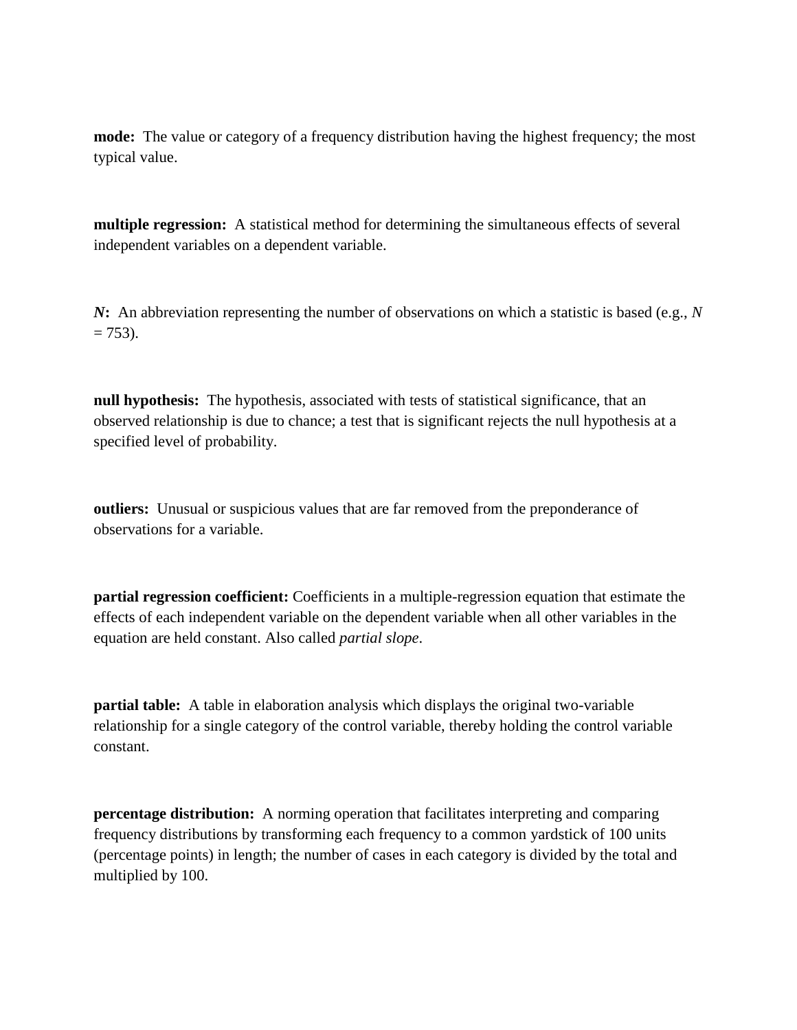**mode:** The value or category of a frequency distribution having the highest frequency; the most typical value.

**multiple regression:** A statistical method for determining the simultaneous effects of several independent variables on a dependent variable.

***N*:** An abbreviation representing the number of observations on which a statistic is based (e.g., $N = 753$).

**null hypothesis:** The hypothesis, associated with tests of statistical significance, that an observed relationship is due to chance; a test that is significant rejects the null hypothesis at a specified level of probability.

**outliers:** Unusual or suspicious values that are far removed from the preponderance of observations for a variable.

**partial regression coefficient:** Coefficients in a multiple-regression equation that estimate the effects of each independent variable on the dependent variable when all other variables in the equation are held constant. Also called *partial slope*.

**partial table:** A table in elaboration analysis which displays the original two-variable relationship for a single category of the control variable, thereby holding the control variable constant.

**percentage distribution:** A norming operation that facilitates interpreting and comparing frequency distributions by transforming each frequency to a common yardstick of 100 units (percentage points) in length; the number of cases in each category is divided by the total and multiplied by 100.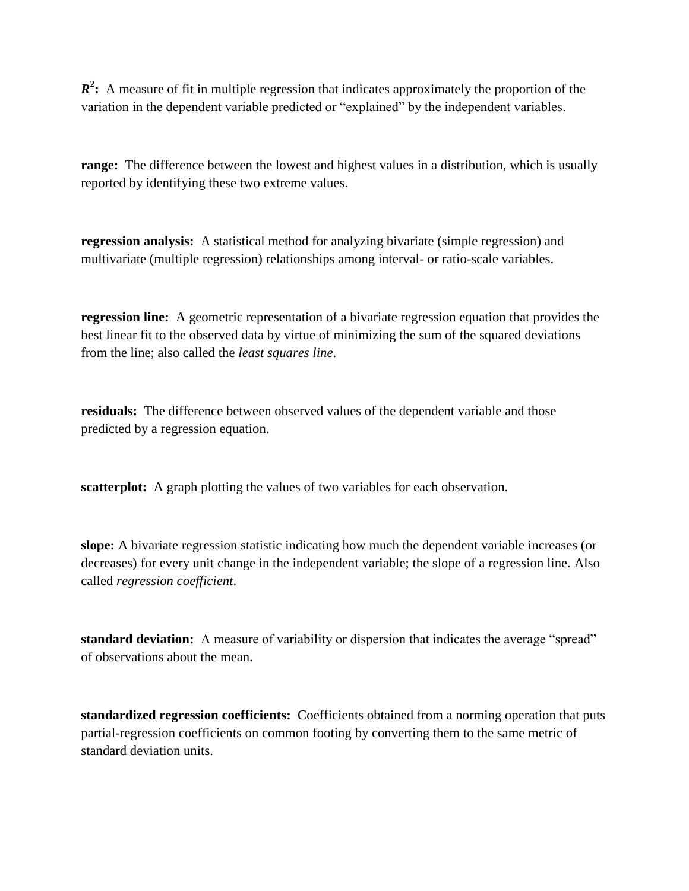**$R^2$:** A measure of fit in multiple regression that indicates approximately the proportion of the variation in the dependent variable predicted or "explained" by the independent variables.

**range:** The difference between the lowest and highest values in a distribution, which is usually reported by identifying these two extreme values.

**regression analysis:** A statistical method for analyzing bivariate (simple regression) and multivariate (multiple regression) relationships among interval- or ratio-scale variables.

**regression line:** A geometric representation of a bivariate regression equation that provides the best linear fit to the observed data by virtue of minimizing the sum of the squared deviations from the line; also called the *least squares line*.

**residuals:** The difference between observed values of the dependent variable and those predicted by a regression equation.

**scatterplot:** A graph plotting the values of two variables for each observation.

**slope:** A bivariate regression statistic indicating how much the dependent variable increases (or decreases) for every unit change in the independent variable; the slope of a regression line. Also called *regression coefficient*.

**standard deviation:** A measure of variability or dispersion that indicates the average "spread" of observations about the mean.

**standardized regression coefficients:** Coefficients obtained from a norming operation that puts partial-regression coefficients on common footing by converting them to the same metric of standard deviation units.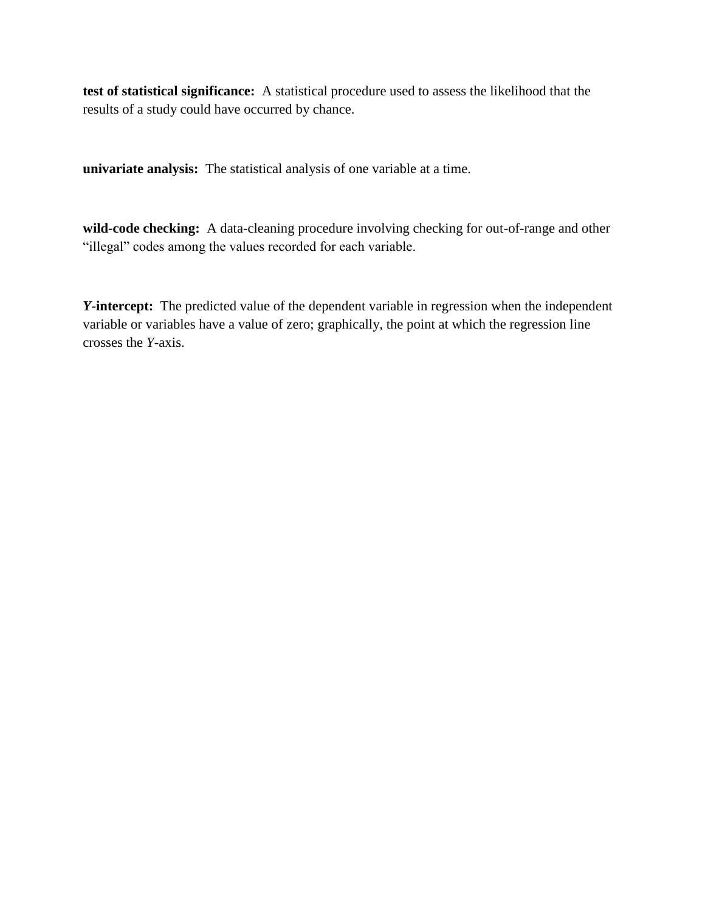**test of statistical significance:** A statistical procedure used to assess the likelihood that the results of a study could have occurred by chance.

**univariate analysis:** The statistical analysis of one variable at a time.

**wild-code checking:** A data-cleaning procedure involving checking for out-of-range and other "illegal" codes among the values recorded for each variable.

***Y*-intercept:** The predicted value of the dependent variable in regression when the independent variable or variables have a value of zero; graphically, the point at which the regression line crosses the *Y*-axis.